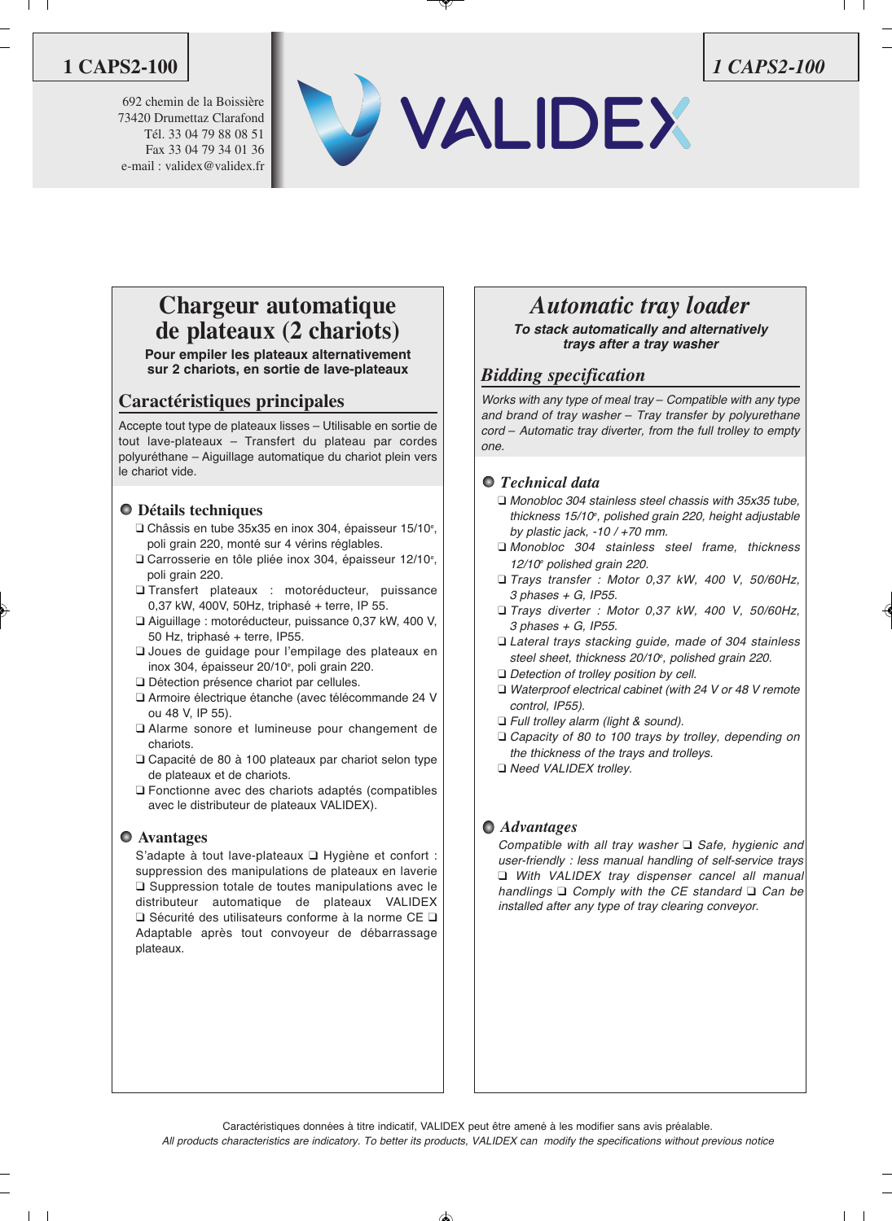**1 CAPS2-100**

692 chemin de la Boissière
73420 Drumettaz Clarafond
Tél. 33 04 79 88 08 51
Fax 33 04 79 34 01 36
e-mail : validex@validex.fr

VALIDEX

*1 CAPS2-100*

# Chargeur automatique de plateaux (2 chariots)

**Pour empiler les plateaux alternativement sur 2 chariots, en sortie de lave-plateaux**

## Caractéristiques principales

Accepte tout type de plateaux lisses – Utilisable en sortie de tout lave-plateaux – Transfert du plateau par cordes polyuréthane – Aiguillage automatique du chariot plein vers le chariot vide.

### Détails techniques

- ❑ Châssis en tube 35x35 en inox 304, épaisseur 15/10e, poli grain 220, monté sur 4 vérins réglables.
- ❑ Carrosserie en tôle pliée inox 304, épaisseur 12/10e, poli grain 220.
- ❑ Transfert plateaux : motoréducteur, puissance 0,37 kW, 400V, 50Hz, triphasé + terre, IP 55.
- ❑ Aiguillage : motoréducteur, puissance 0,37 kW, 400 V, 50 Hz, triphasé + terre, IP55.
- ❑ Joues de guidage pour l'empilage des plateaux en inox 304, épaisseur 20/10e, poli grain 220.
- ❑ Détection présence chariot par cellules.
- ❑ Armoire électrique étanche (avec télécommande 24 V ou 48 V, IP 55).
- ❑ Alarme sonore et lumineuse pour changement de chariots.
- ❑ Capacité de 80 à 100 plateaux par chariot selon type de plateaux et de chariots.
- ❑ Fonctionne avec des chariots adaptés (compatibles avec le distributeur de plateaux VALIDEX).

### Avantages

S'adapte à tout lave-plateaux ❑ Hygiène et confort : suppression des manipulations de plateaux en laverie ❑ Suppression totale de toutes manipulations avec le distributeur automatique de plateaux VALIDEX ❑ Sécurité des utilisateurs conforme à la norme CE ❑ Adaptable après tout convoyeur de débarrassage plateaux.

# *Automatic tray loader*

***To stack automatically and alternatively trays after a tray washer***

## *Bidding specification*

*Works with any type of meal tray – Compatible with any type and brand of tray washer – Tray transfer by polyurethane cord – Automatic tray diverter, from the full trolley to empty one.*

### *Technical data*

- ❑ *Monobloc 304 stainless steel chassis with 35x35 tube, thickness 15/10e, polished grain 220, height adjustable by plastic jack, -10 / +70 mm.*
- ❑ *Monobloc 304 stainless steel frame, thickness 12/10e polished grain 220.*
- ❑ *Trays transfer : Motor 0,37 kW, 400 V, 50/60Hz, 3 phases + G, IP55.*
- ❑ *Trays diverter : Motor 0,37 kW, 400 V, 50/60Hz, 3 phases + G, IP55.*
- ❑ *Lateral trays stacking guide, made of 304 stainless steel sheet, thickness 20/10e, polished grain 220.*
- ❑ *Detection of trolley position by cell.*
- ❑ *Waterproof electrical cabinet (with 24 V or 48 V remote control, IP55).*
- ❑ *Full trolley alarm (light & sound).*
- ❑ *Capacity of 80 to 100 trays by trolley, depending on the thickness of the trays and trolleys.*
- ❑ *Need VALIDEX trolley.*

### *Advantages*

*Compatible with all tray washer ❑ Safe, hygienic and user-friendly : less manual handling of self-service trays ❑ With VALIDEX tray dispenser cancel all manual handlings ❑ Comply with the CE standard ❑ Can be installed after any type of tray clearing conveyor.*

Caractéristiques données à titre indicatif, VALIDEX peut être amené à les modifier sans avis préalable.
*All products characteristics are indicatory. To better its products, VALIDEX can modify the specifications without previous notice*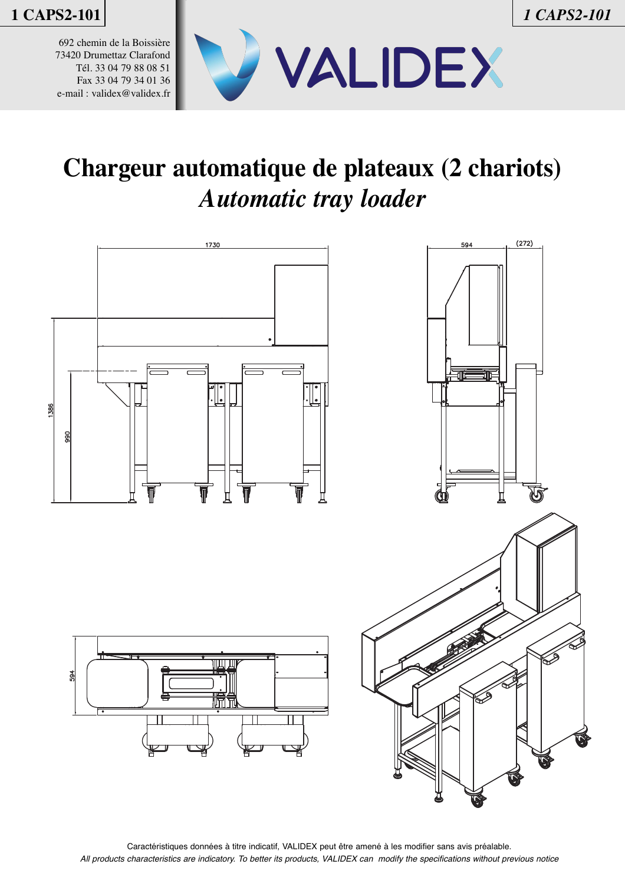1 CAPS2-101

692 chemin de la Boissière
73420 Drumettaz Clarafond
Tél. 33 04 79 88 08 51
Fax 33 04 79 34 01 36
e-mail : validex@validex.fr

VALIDEX

# Chargeur automatique de plateaux (2 chariots)

## *Automatic tray loader*

1730

1386

990

594

(272)

594

Caractéristiques données à titre indicatif, VALIDEX peut être amené à les modifier sans avis préalable.

*All products characteristics are indicatory. To better its products, VALIDEX can modify the specifications without previous notice*